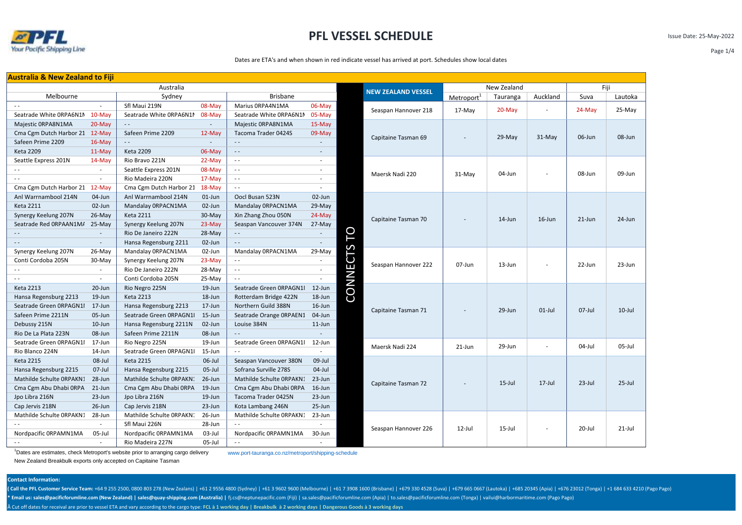# PFL VESSEL SCHEDULE

Issue Date: 25-May-2022

Dates are ETA's and when shown in red indicate vessel has arrived at port. Schedules show local dates

## Australia & New Zealand to Fiji

| Australia | | | | | | CONNECTS TO | NEW ZEALAND VESSEL | New Zealand | | | Fiji | |
|---|---|---|---|---|---|---|---|---|---|---|---|---|
| Melbourne | | Sydney | | Brisbane | | | | Metroport[1] | Tauranga | Auckland | Suva | Lautoka |
| - - | - | Sfl Maui 219N | 08-May | Marius 0RPA4N1MA | 06-May | | Seaspan Hannover 218 | 17-May | 20-May | - | 24-May | 25-May |
| Seatrade White 0RPA6N1N | 10-May | Seatrade White 0RPA6N1N | 08-May | Seatrade White 0RPA6N1N | 05-May | | | | | | | |
| Majestic 0RPA8N1MA | 20-May | - - | - | Majestic 0RPA8N1MA | 15-May | | Capitaine Tasman 69 | - | 29-May | 31-May | 06-Jun | 08-Jun |
| Cma Cgm Dutch Harbor 21 | 12-May | Safeen Prime 2209 | 12-May | Tacoma Trader 0424S | 09-May | | | | | | | |
| Safeen Prime 2209 | 16-May | - - | - | - - | - | | | | | | | |
| Keta 2209 | 11-May | Keta 2209 | 06-May | - - | - | | | | | | | |
| Seattle Express 201N | 14-May | Rio Bravo 221N | 22-May | - - | - | | Maersk Nadi 220 | 31-May | 04-Jun | - | 08-Jun | 09-Jun |
| - - | - | Seattle Express 201N | 08-May | - - | - | | | | | | | |
| - - | - | Rio Madeira 220N | 17-May | - - | - | | | | | | | |
| Cma Cgm Dutch Harbor 21 | 12-May | Cma Cgm Dutch Harbor 21 | 18-May | - - | - | | | | | | | |
| Anl Warrnambool 214N | 04-Jun | Anl Warrnambool 214N | 01-Jun | Oocl Busan 523N | 02-Jun | | Capitaine Tasman 70 | - | 14-Jun | 16-Jun | 21-Jun | 24-Jun |
| Keta 2211 | 02-Jun | Mandalay 0RPACN1MA | 02-Jun | Mandalay 0RPACN1MA | 29-May | | | | | | | |
| Synergy Keelung 207N | 26-May | Keta 2211 | 30-May | Xin Zhang Zhou 050N | 24-May | | | | | | | |
| Seatrade Red 0RPAAN1MA | 25-May | Synergy Keelung 207N | 23-May | Seaspan Vancouver 374N | 27-May | | | | | | | |
| - - | - | Rio De Janeiro 222N | 28-May | - - | - | | | | | | | |
| - - | - | Hansa Regensburg 2211 | 02-Jun | - - | - | | | | | | | |
| Synergy Keelung 207N | 26-May | Mandalay 0RPACN1MA | 02-Jun | Mandalay 0RPACN1MA | 29-May | | Seaspan Hannover 222 | 07-Jun | 13-Jun | - | 22-Jun | 23-Jun |
| Conti Cordoba 205N | 30-May | Synergy Keelung 207N | 23-May | - - | - | | | | | | | |
| - - | - | Rio De Janeiro 222N | 28-May | - - | - | | | | | | | |
| - - | - | Conti Cordoba 205N | 25-May | - - | - | | | | | | | |
| Keta 2213 | 20-Jun | Rio Negro 225N | 19-Jun | Seatrade Green 0RPAGN1I | 12-Jun | | Capitaine Tasman 71 | - | 29-Jun | 01-Jul | 07-Jul | 10-Jul |
| Hansa Regensburg 2213 | 19-Jun | Keta 2213 | 18-Jun | Rotterdam Bridge 422N | 18-Jun | | | | | | | |
| Seatrade Green 0RPAGN1I | 17-Jun | Hansa Regensburg 2213 | 17-Jun | Northern Guild 388N | 16-Jun | | | | | | | |
| Safeen Prime 2211N | 05-Jun | Seatrade Green 0RPAGN1I | 15-Jun | Seatrade Orange 0RPAEN1 | 04-Jun | | | | | | | |
| Debussy 215N | 10-Jun | Hansa Regensburg 2211N | 02-Jun | Louise 384N | 11-Jun | | | | | | | |
| Rio De La Plata 223N | 08-Jun | Safeen Prime 2211N | 08-Jun | - - | - | | | | | | | |
| Seatrade Green 0RPAGN1I | 17-Jun | Rio Negro 225N | 19-Jun | Seatrade Green 0RPAGN1I | 12-Jun | | Maersk Nadi 224 | 21-Jun | 29-Jun | - | 04-Jul | 05-Jul |
| Rio Blanco 224N | 14-Jun | Seatrade Green 0RPAGN1I | 15-Jun | - - | | | | | | | | |
| Keta 2215 | 08-Jul | Keta 2215 | 06-Jul | Seaspan Vancouver 380N | 09-Jul | | Capitaine Tasman 72 | - | 15-Jul | 17-Jul | 23-Jul | 25-Jul |
| Hansa Regensburg 2215 | 07-Jul | Hansa Regensburg 2215 | 05-Jul | Sofrana Surville 278S | 04-Jul | | | | | | | |
| Mathilde Schulte 0RPAKN1 | 28-Jun | Mathilde Schulte 0RPAKN1 | 26-Jun | Mathilde Schulte 0RPAKN1 | 23-Jun | | | | | | | |
| Cma Cgm Abu Dhabi 0RPA | 21-Jun | Cma Cgm Abu Dhabi 0RPA | 19-Jun | Cma Cgm Abu Dhabi 0RPA | 16-Jun | | | | | | | |
| Jpo Libra 216N | 23-Jun | Jpo Libra 216N | 19-Jun | Tacoma Trader 0425N | 23-Jun | | | | | | | |
| Cap Jervis 218N | 26-Jun | Cap Jervis 218N | 23-Jun | Kota Lambang 246N | 25-Jun | | | | | | | |
| Mathilde Schulte 0RPAKN1 | 28-Jun | Mathilde Schulte 0RPAKN1 | 26-Jun | Mathilde Schulte 0RPAKN1 | 23-Jun | | Seaspan Hannover 226 | 12-Jul | 15-Jul | - | 20-Jul | 21-Jul |
| - - | - | Sfl Maui 226N | 28-Jun | - - | - | | | | | | | |
| Nordpacific 0RPAMN1MA | 05-Jul | Nordpacific 0RPAMN1MA | 03-Jul | Nordpacific 0RPAMN1MA | 30-Jun | | | | | | | |
| - - | - | Rio Madeira 227N | 05-Jul | - - | - | | | | | | | |

[1]Dates are estimates, check Metroport's website prior to arranging cargo delivery www.port-tauranga.co.nz/metroport/shipping-schedule

New Zealand Breakbulk exports only accepted on Capitaine Tasman

**Contact Information:**

( Call the PFL Customer Service Team: +64 9 255 2500, 0800 803 278 (New Zealans) | +61 2 9556 4800 (Sydney) | +61 3 9602 9600 (Melbourne) | +61 7 3908 1600 (Brisbane) | +679 330 4528 (Suva) | +679 665 0667 (Lautoka) | +685 20345 (Apia) | +676 23012 (Tonga) | +1 684 633 4210 (Pago Pago)

* Email us: sales@pacificforumline.com (New Zealand) | sales@quay-shipping.com (Australia) | fj.cs@neptunepacific.com (Fiji) | sa.sales@pacificforumline.com (Apia) | to.sales@pacificforumline.com (Tonga) | vailui@harbormaritime.com (Pago Pago)

Â Cut off dates for receival are prior to vessel ETA and vary according to the cargo type: FCL à 1 working day | Breakbulk à 2 working days | Dangerous Goods à 3 working days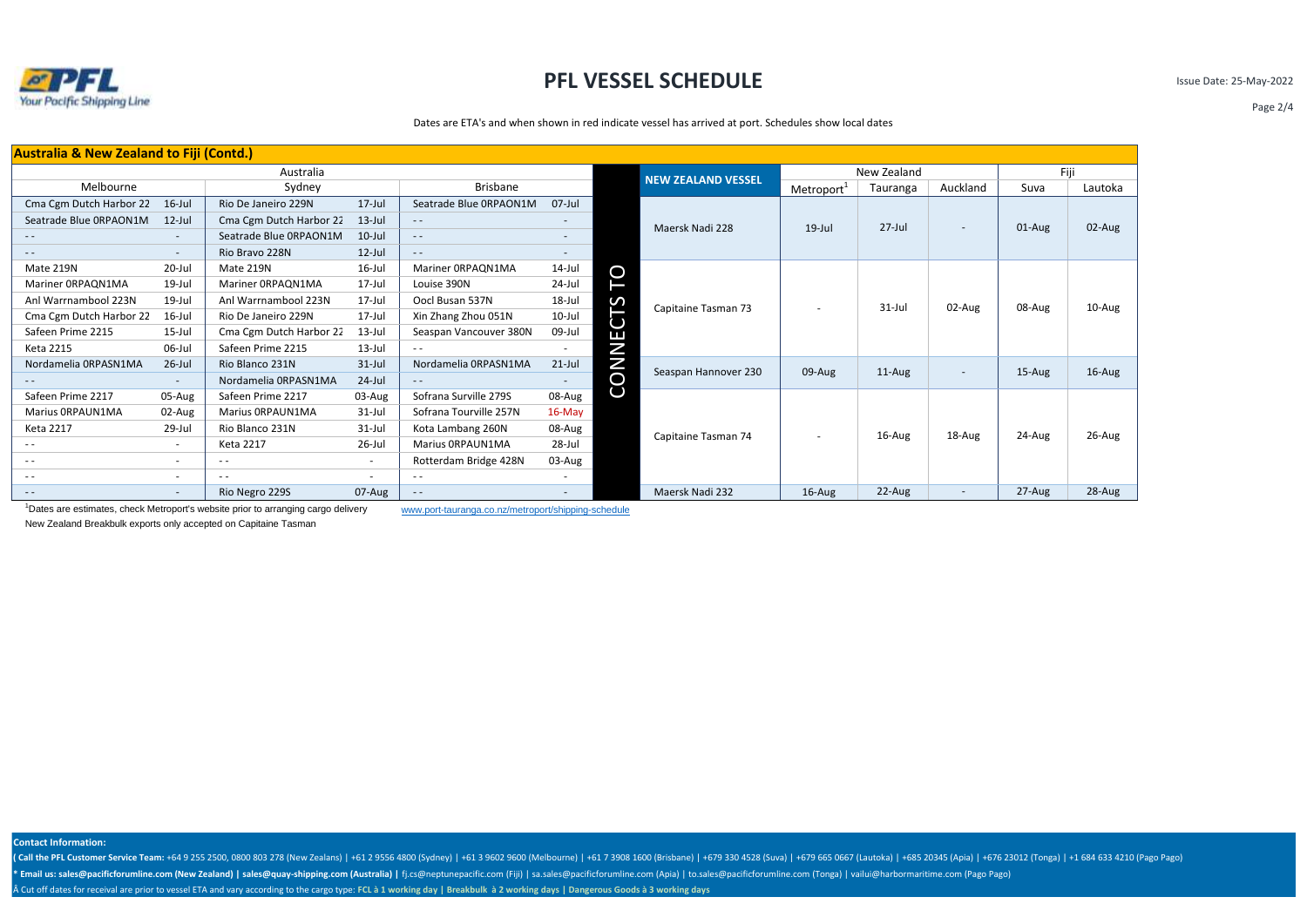# PFL VESSEL SCHEDULE

Issue Date: 25-May-2022

Dates are ETA's and when shown in red indicate vessel has arrived at port. Schedules show local dates

## Australia & New Zealand to Fiji (Contd.)

| Australia | | | | | | | NEW ZEALAND VESSEL | New Zealand | | | Fiji | |
|---|---|---|---|---|---|---|---|---|---|---|---|---|
| Melbourne | | Sydney | | Brisbane | | | | Metroport[1] | Tauranga | Auckland | Suva | Lautoka |
| Cma Cgm Dutch Harbor 22 | 16-Jul | Rio De Janeiro 229N | 17-Jul | Seatrade Blue 0RPAON1M | 07-Jul | CONNECTS TO | Maersk Nadi 228 | 19-Jul | 27-Jul | - | 01-Aug | 02-Aug |
| Seatrade Blue 0RPAON1M | 12-Jul | Cma Cgm Dutch Harbor 22 | 13-Jul | - - | - | | | | | | | |
| - - | - | Seatrade Blue 0RPAON1M | 10-Jul | - - | - | | | | | | | |
| - - | - | Rio Bravo 228N | 12-Jul | - - | - | | | | | | | |
| Mate 219N | 20-Jul | Mate 219N | 16-Jul | Mariner 0RPAQN1MA | 14-Jul | | Capitaine Tasman 73 | - | 31-Jul | 02-Aug | 08-Aug | 10-Aug |
| Mariner 0RPAQN1MA | 19-Jul | Mariner 0RPAQN1MA | 17-Jul | Louise 390N | 24-Jul | | | | | | | |
| Anl Warrnambool 223N | 19-Jul | Anl Warrnambool 223N | 17-Jul | Oocl Busan 537N | 18-Jul | | | | | | | |
| Cma Cgm Dutch Harbor 22 | 16-Jul | Rio De Janeiro 229N | 17-Jul | Xin Zhang Zhou 051N | 10-Jul | | | | | | | |
| Safeen Prime 2215 | 15-Jul | Cma Cgm Dutch Harbor 22 | 13-Jul | Seaspan Vancouver 380N | 09-Jul | | | | | | | |
| Keta 2215 | 06-Jul | Safeen Prime 2215 | 13-Jul | - - | - | | | | | | | |
| Nordamelia 0RPASN1MA | 26-Jul | Rio Blanco 231N | 31-Jul | Nordamelia 0RPASN1MA | 21-Jul | | Seaspan Hannover 230 | 09-Aug | 11-Aug | - | 15-Aug | 16-Aug |
| - - | - | Nordamelia 0RPASN1MA | 24-Jul | - - | - | | | | | | | |
| Safeen Prime 2217 | 05-Aug | Safeen Prime 2217 | 03-Aug | Sofrana Surville 279S | 08-Aug | | Capitaine Tasman 74 | - | 16-Aug | 18-Aug | 24-Aug | 26-Aug |
| Marius 0RPAUN1MA | 02-Aug | Marius 0RPAUN1MA | 31-Jul | Sofrana Tourville 257N | 16-May | | | | | | | |
| Keta 2217 | 29-Jul | Rio Blanco 231N | 31-Jul | Kota Lambang 260N | 08-Aug | | | | | | | |
| - - | - | Keta 2217 | 26-Jul | Marius 0RPAUN1MA | 28-Jul | | | | | | | |
| - - | - | - - | - | Rotterdam Bridge 428N | 03-Aug | | | | | | | |
| - - | - | - - | - | - - | - | | | | | | | |
| - - | - | Rio Negro 229S | 07-Aug | - - | - | | Maersk Nadi 232 | 16-Aug | 22-Aug | - | 27-Aug | 28-Aug |

[1]Dates are estimates, check Metroport's website prior to arranging cargo delivery www.port-tauranga.co.nz/metroport/shipping-schedule

New Zealand Breakbulk exports only accepted on Capitaine Tasman

**Contact Information:**

( **Call the PFL Customer Service Team:** +64 9 255 2500, 0800 803 278 (New Zealans) | +61 2 9556 4800 (Sydney) | +61 3 9602 9600 (Melbourne) | +61 7 3908 1600 (Brisbane) | +679 330 4528 (Suva) | +679 665 0667 (Lautoka) | +685 20345 (Apia) | +676 23012 (Tonga) | +1 684 633 4210 (Pago Pago)

* **Email us: sales@pacificforumline.com (New Zealand) | sales@quay-shipping.com (Australia) |** fj.cs@neptunepacific.com (Fiji) | sa.sales@pacificforumline.com (Apia) | to.sales@pacificforumline.com (Tonga) | vailui@harbormaritime.com (Pago Pago)

Â Cut off dates for receival are prior to vessel ETA and vary according to the cargo type: **FCL à 1 working day | Breakbulk à 2 working days | Dangerous Goods à 3 working days**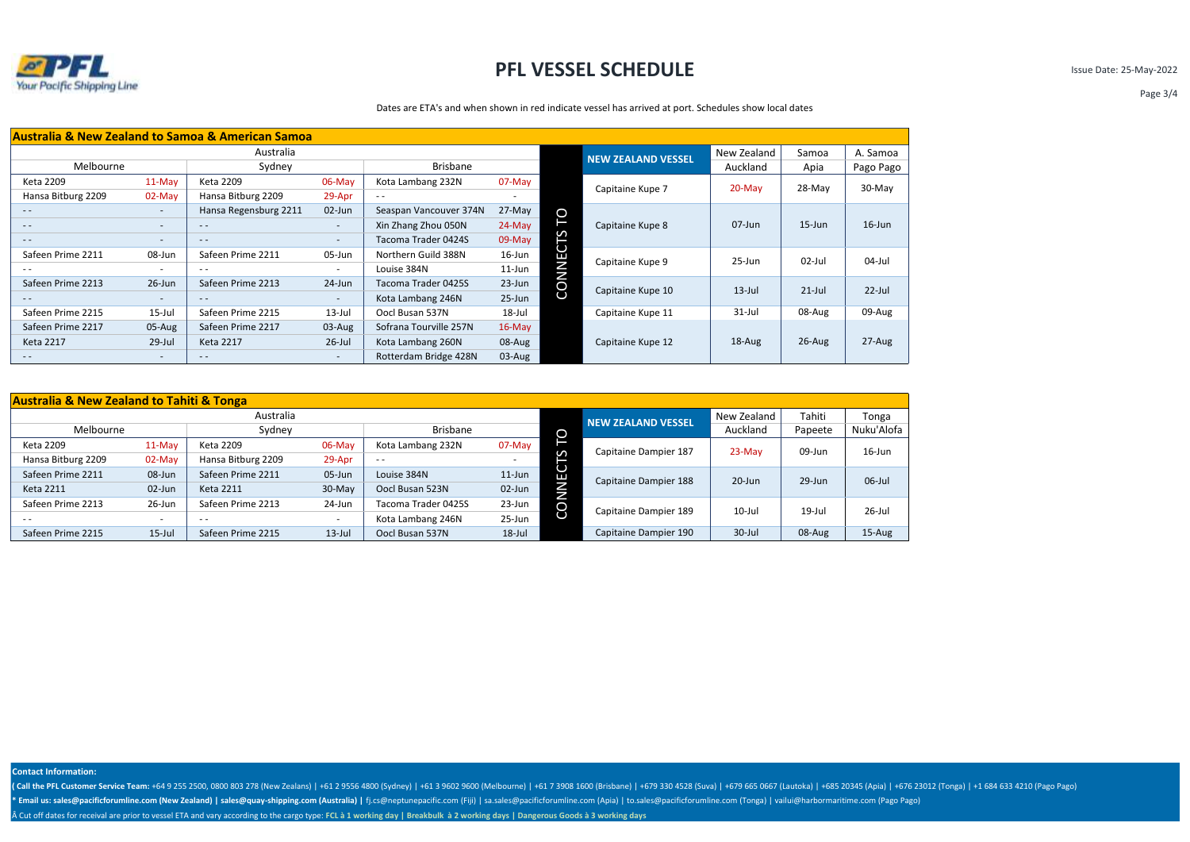# PFL VESSEL SCHEDULE

Issue Date: 25-May-2022

Dates are ETA's and when shown in red indicate vessel has arrived at port. Schedules show local dates

## Australia & New Zealand to Samoa & American Samoa

| Australia | | | | | | | NEW ZEALAND VESSEL | New Zealand | Samoa | A. Samoa |
|---|---|---|---|---|---|---|---|---|---|---|
| Melbourne | | Sydney | | Brisbane | | | | Auckland | Apia | Pago Pago |
| Keta 2209 | 11-May | Keta 2209 | 06-May | Kota Lambang 232N | 07-May | CONNECTS TO | Capitaine Kupe 7 | 20-May | 28-May | 30-May |
| Hansa Bitburg 2209 | 02-May | Hansa Bitburg 2209 | 29-Apr | - - | - | | | | | |
| - - | - | Hansa Regensburg 2211 | 02-Jun | Seaspan Vancouver 374N | 27-May | | Capitaine Kupe 8 | 07-Jun | 15-Jun | 16-Jun |
| - - | - | - - | - | Xin Zhang Zhou 050N | 24-May | | | | | |
| - - | - | - - | - | Tacoma Trader 0424S | 09-May | | | | | |
| Safeen Prime 2211 | 08-Jun | Safeen Prime 2211 | 05-Jun | Northern Guild 388N | 16-Jun | | Capitaine Kupe 9 | 25-Jun | 02-Jul | 04-Jul |
| - - | - | - - | - | Louise 384N | 11-Jun | | | | | |
| Safeen Prime 2213 | 26-Jun | Safeen Prime 2213 | 24-Jun | Tacoma Trader 0425S | 23-Jun | | Capitaine Kupe 10 | 13-Jul | 21-Jul | 22-Jul |
| - - | - | - - | - | Kota Lambang 246N | 25-Jun | | | | | |
| Safeen Prime 2215 | 15-Jul | Safeen Prime 2215 | 13-Jul | Oocl Busan 537N | 18-Jul | | Capitaine Kupe 11 | 31-Jul | 08-Aug | 09-Aug |
| Safeen Prime 2217 | 05-Aug | Safeen Prime 2217 | 03-Aug | Sofrana Tourville 257N | 16-May | | Capitaine Kupe 12 | 18-Aug | 26-Aug | 27-Aug |
| Keta 2217 | 29-Jul | Keta 2217 | 26-Jul | Kota Lambang 260N | 08-Aug | | | | | |
| - - | - | - - | - | Rotterdam Bridge 428N | 03-Aug | | | | | |

## Australia & New Zealand to Tahiti & Tonga

| Australia | | | | | | | NEW ZEALAND VESSEL | New Zealand | Tahiti | Tonga |
|---|---|---|---|---|---|---|---|---|---|---|
| Melbourne | | Sydney | | Brisbane | | | | Auckland | Papeete | Nuku'Alofa |
| Keta 2209 | 11-May | Keta 2209 | 06-May | Kota Lambang 232N | 07-May | CONNECTS TO | Capitaine Dampier 187 | 23-May | 09-Jun | 16-Jun |
| Hansa Bitburg 2209 | 02-May | Hansa Bitburg 2209 | 29-Apr | - - | - | | | | | |
| Safeen Prime 2211 | 08-Jun | Safeen Prime 2211 | 05-Jun | Louise 384N | 11-Jun | | Capitaine Dampier 188 | 20-Jun | 29-Jun | 06-Jul |
| Keta 2211 | 02-Jun | Keta 2211 | 30-May | Oocl Busan 523N | 02-Jun | | | | | |
| Safeen Prime 2213 | 26-Jun | Safeen Prime 2213 | 24-Jun | Tacoma Trader 0425S | 23-Jun | | Capitaine Dampier 189 | 10-Jul | 19-Jul | 26-Jul |
| - - | - | - - | - | Kota Lambang 246N | 25-Jun | | | | | |
| Safeen Prime 2215 | 15-Jul | Safeen Prime 2215 | 13-Jul | Oocl Busan 537N | 18-Jul | | Capitaine Dampier 190 | 30-Jul | 08-Aug | 15-Aug |

**Contact Information:**

**( Call the PFL Customer Service Team:** +64 9 255 2500, 0800 803 278 (New Zealans) | +61 2 9556 4800 (Sydney) | +61 3 9602 9600 (Melbourne) | +61 7 3908 1600 (Brisbane) | +679 330 4528 (Suva) | +679 665 0667 (Lautoka) | +685 20345 (Apia) | +676 23012 (Tonga) | +1 684 633 4210 (Pago Pago)

* **Email us: sales@pacificforumline.com (New Zealand) | sales@quay-shipping.com (Australia) |** fj.cs@neptunepacific.com (Fiji) | sa.sales@pacificforumline.com (Apia) | to.sales@pacificforumline.com (Tonga) | vailui@harbormaritime.com (Pago Pago)

Â Cut off dates for receival are prior to vessel ETA and vary according to the cargo type: **FCL à 1 working day** | **Breakbulk à 2 working days** | **Dangerous Goods à 3 working days**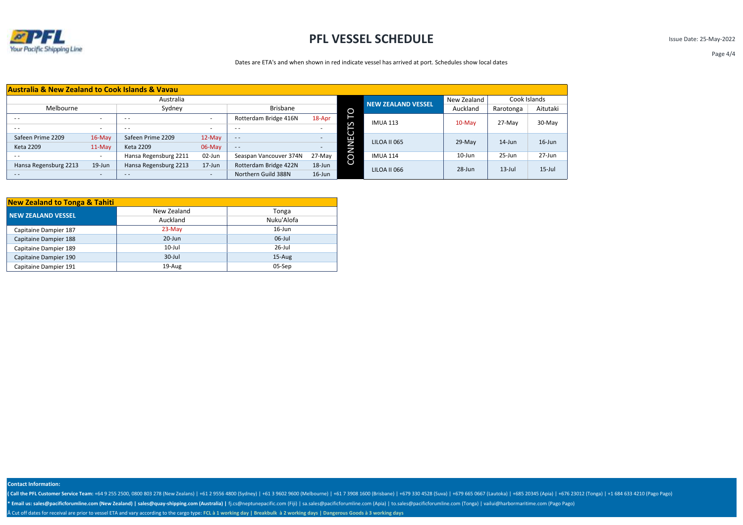# PFL VESSEL SCHEDULE

Issue Date: 25-May-2022

Dates are ETA's and when shown in red indicate vessel has arrived at port. Schedules show local dates

## Australia & New Zealand to Cook Islands & Vavau

| Australia | | | | | | CONNECTS TO | NEW ZEALAND VESSEL | New Zealand | Cook Islands | |
|---|---|---|---|---|---|---|---|---|---|---|
| Melbourne | | Sydney | | Brisbane | | | | Auckland | Rarotonga | Aitutaki |
| - - | - | - - | - | Rotterdam Bridge 416N | 18-Apr | | IMUA 113 | 10-May | 27-May | 30-May |
| - - | - | - - | - | - - | - | | | | | |
| Safeen Prime 2209 | 16-May | Safeen Prime 2209 | 12-May | - - | - | | LILOA II 065 | 29-May | 14-Jun | 16-Jun |
| Keta 2209 | 11-May | Keta 2209 | 06-May | - - | - | | | | | |
| - - | - | Hansa Regensburg 2211 | 02-Jun | Seaspan Vancouver 374N | 27-May | | IMUA 114 | 10-Jun | 25-Jun | 27-Jun |
| Hansa Regensburg 2213 | 19-Jun | Hansa Regensburg 2213 | 17-Jun | Rotterdam Bridge 422N | 18-Jun | | LILOA II 066 | 28-Jun | 13-Jul | 15-Jul |
| - - | - | - - | - | Northern Guild 388N | 16-Jun | | | | | |

## New Zealand to Tonga & Tahiti

| NEW ZEALAND VESSEL | New Zealand | Tonga |
|---|---|---|
| | Auckland | Nuku'Alofa |
| Capitaine Dampier 187 | 23-May | 16-Jun |
| Capitaine Dampier 188 | 20-Jun | 06-Jul |
| Capitaine Dampier 189 | 10-Jul | 26-Jul |
| Capitaine Dampier 190 | 30-Jul | 15-Aug |
| Capitaine Dampier 191 | 19-Aug | 05-Sep |

**Contact Information:**

( **Call the PFL Customer Service Team:** +64 9 255 2500, 0800 803 278 (New Zealans) | +61 2 9556 4800 (Sydney) | +61 3 9602 9600 (Melbourne) | +61 7 3908 1600 (Brisbane) | +679 330 4528 (Suva) | +679 665 0667 (Lautoka) | +685 20345 (Apia) | +676 23012 (Tonga) | +1 684 633 4210 (Pago Pago)

* **Email us: sales@pacificforumline.com (New Zealand) | sales@quay-shipping.com (Australia) |** fj.cs@neptunepacific.com (Fiji) | sa.sales@pacificforumline.com (Apia) | to.sales@pacificforumline.com (Tonga) | vailui@harbormaritime.com (Pago Pago)

Â Cut off dates for receival are prior to vessel ETA and vary according to the cargo type: **FCL à 1 working day | Breakbulk à 2 working days | Dangerous Goods à 3 working days**